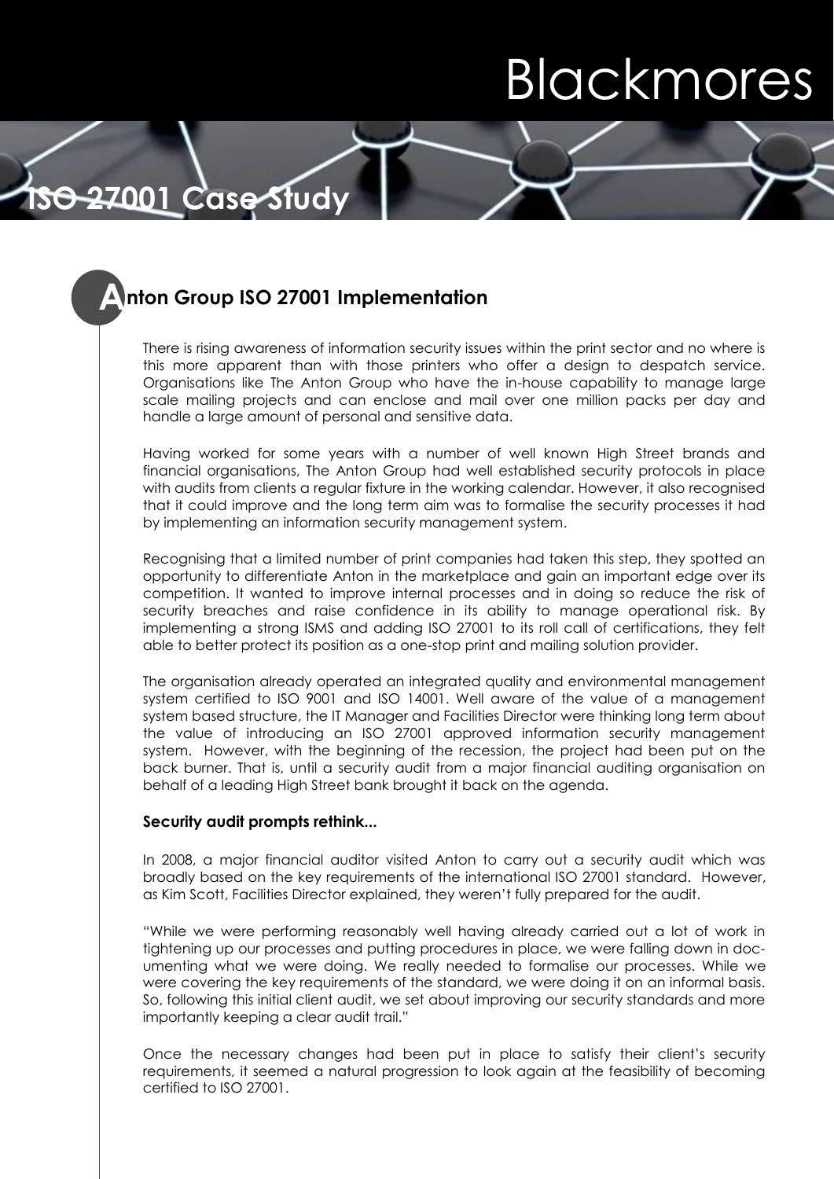# Blackmores

## ISO 27001 Case Study

### Anton Group ISO 27001 Implementation

There is rising awareness of information security issues within the print sector and no where is this more apparent than with those printers who offer a design to despatch service. Organisations like The Anton Group who have the in-house capability to manage large scale mailing projects and can enclose and mail over one million packs per day and handle a large amount of personal and sensitive data.

Having worked for some years with a number of well known High Street brands and financial organisations, The Anton Group had well established security protocols in place with audits from clients a regular fixture in the working calendar. However, it also recognised that it could improve and the long term aim was to formalise the security processes it had by implementing an information security management system.

Recognising that a limited number of print companies had taken this step, they spotted an opportunity to differentiate Anton in the marketplace and gain an important edge over its competition. It wanted to improve internal processes and in doing so reduce the risk of security breaches and raise confidence in its ability to manage operational risk. By implementing a strong ISMS and adding ISO 27001 to its roll call of certifications, they felt able to better protect its position as a one-stop print and mailing solution provider.

The organisation already operated an integrated quality and environmental management system certified to ISO 9001 and ISO 14001. Well aware of the value of a management system based structure, the IT Manager and Facilities Director were thinking long term about the value of introducing an ISO 27001 approved information security management system. However, with the beginning of the recession, the project had been put on the back burner. That is, until a security audit from a major financial auditing organisation on behalf of a leading High Street bank brought it back on the agenda.

**Security audit prompts rethink...**

In 2008, a major financial auditor visited Anton to carry out a security audit which was broadly based on the key requirements of the international ISO 27001 standard. However, as Kim Scott, Facilities Director explained, they weren't fully prepared for the audit.

"While we were performing reasonably well having already carried out a lot of work in tightening up our processes and putting procedures in place, we were falling down in documenting what we were doing. We really needed to formalise our processes. While we were covering the key requirements of the standard, we were doing it on an informal basis. So, following this initial client audit, we set about improving our security standards and more importantly keeping a clear audit trail."

Once the necessary changes had been put in place to satisfy their client's security requirements, it seemed a natural progression to look again at the feasibility of becoming certified to ISO 27001.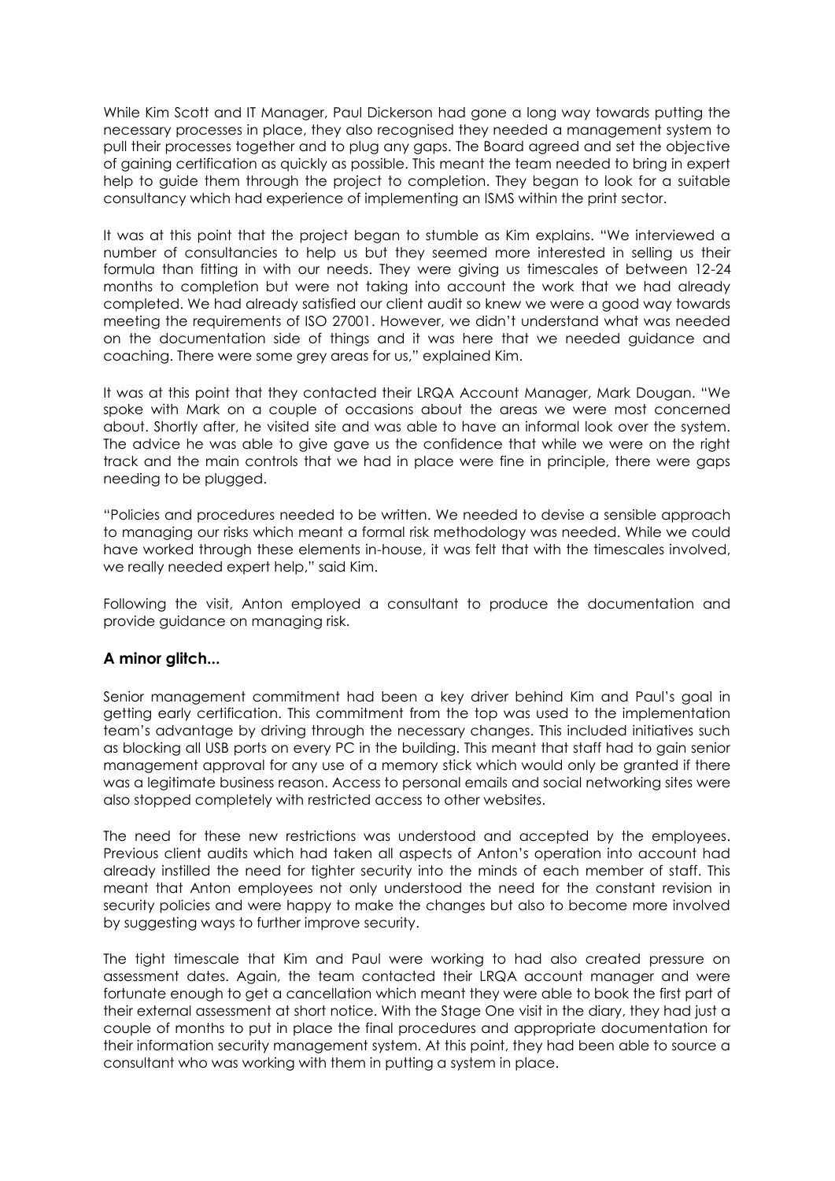While Kim Scott and IT Manager, Paul Dickerson had gone a long way towards putting the necessary processes in place, they also recognised they needed a management system to pull their processes together and to plug any gaps. The Board agreed and set the objective of gaining certification as quickly as possible. This meant the team needed to bring in expert help to guide them through the project to completion. They began to look for a suitable consultancy which had experience of implementing an ISMS within the print sector.

It was at this point that the project began to stumble as Kim explains. "We interviewed a number of consultancies to help us but they seemed more interested in selling us their formula than fitting in with our needs. They were giving us timescales of between 12-24 months to completion but were not taking into account the work that we had already completed. We had already satisfied our client audit so knew we were a good way towards meeting the requirements of ISO 27001. However, we didn't understand what was needed on the documentation side of things and it was here that we needed guidance and coaching. There were some grey areas for us," explained Kim.

It was at this point that they contacted their LRQA Account Manager, Mark Dougan. "We spoke with Mark on a couple of occasions about the areas we were most concerned about. Shortly after, he visited site and was able to have an informal look over the system. The advice he was able to give gave us the confidence that while we were on the right track and the main controls that we had in place were fine in principle, there were gaps needing to be plugged.

"Policies and procedures needed to be written. We needed to devise a sensible approach to managing our risks which meant a formal risk methodology was needed. While we could have worked through these elements in-house, it was felt that with the timescales involved, we really needed expert help," said Kim.

Following the visit, Anton employed a consultant to produce the documentation and provide guidance on managing risk.

### A minor glitch...

Senior management commitment had been a key driver behind Kim and Paul's goal in getting early certification. This commitment from the top was used to the implementation team's advantage by driving through the necessary changes. This included initiatives such as blocking all USB ports on every PC in the building. This meant that staff had to gain senior management approval for any use of a memory stick which would only be granted if there was a legitimate business reason. Access to personal emails and social networking sites were also stopped completely with restricted access to other websites.

The need for these new restrictions was understood and accepted by the employees. Previous client audits which had taken all aspects of Anton's operation into account had already instilled the need for tighter security into the minds of each member of staff. This meant that Anton employees not only understood the need for the constant revision in security policies and were happy to make the changes but also to become more involved by suggesting ways to further improve security.

The tight timescale that Kim and Paul were working to had also created pressure on assessment dates. Again, the team contacted their LRQA account manager and were fortunate enough to get a cancellation which meant they were able to book the first part of their external assessment at short notice. With the Stage One visit in the diary, they had just a couple of months to put in place the final procedures and appropriate documentation for their information security management system. At this point, they had been able to source a consultant who was working with them in putting a system in place.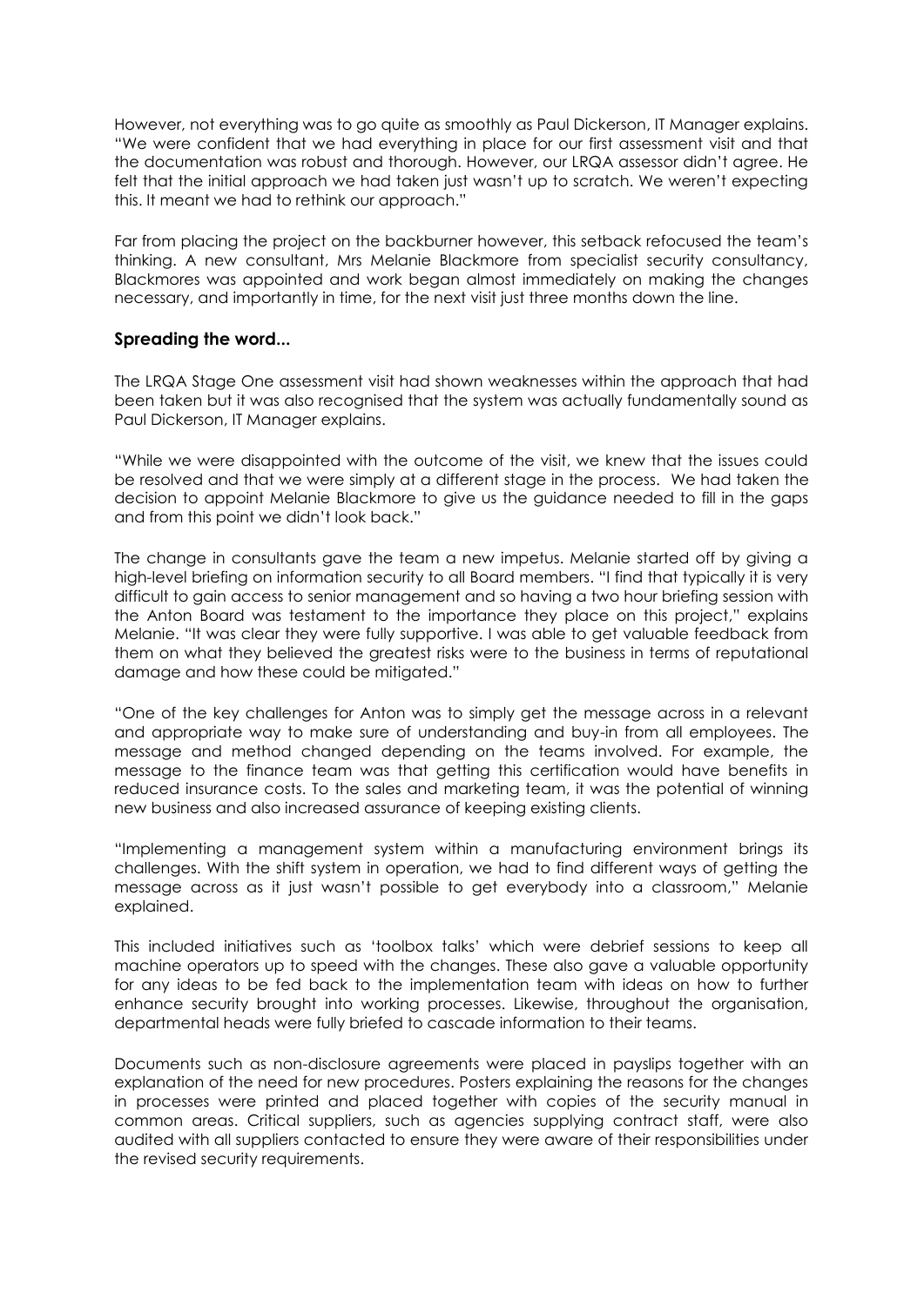However, not everything was to go quite as smoothly as Paul Dickerson, IT Manager explains. "We were confident that we had everything in place for our first assessment visit and that the documentation was robust and thorough. However, our LRQA assessor didn't agree. He felt that the initial approach we had taken just wasn't up to scratch. We weren't expecting this. It meant we had to rethink our approach."

Far from placing the project on the backburner however, this setback refocused the team's thinking. A new consultant, Mrs Melanie Blackmore from specialist security consultancy, Blackmores was appointed and work began almost immediately on making the changes necessary, and importantly in time, for the next visit just three months down the line.

**Spreading the word...**

The LRQA Stage One assessment visit had shown weaknesses within the approach that had been taken but it was also recognised that the system was actually fundamentally sound as Paul Dickerson, IT Manager explains.

"While we were disappointed with the outcome of the visit, we knew that the issues could be resolved and that we were simply at a different stage in the process. We had taken the decision to appoint Melanie Blackmore to give us the guidance needed to fill in the gaps and from this point we didn't look back."

The change in consultants gave the team a new impetus. Melanie started off by giving a high-level briefing on information security to all Board members. "I find that typically it is very difficult to gain access to senior management and so having a two hour briefing session with the Anton Board was testament to the importance they place on this project," explains Melanie. "It was clear they were fully supportive. I was able to get valuable feedback from them on what they believed the greatest risks were to the business in terms of reputational damage and how these could be mitigated."

"One of the key challenges for Anton was to simply get the message across in a relevant and appropriate way to make sure of understanding and buy-in from all employees. The message and method changed depending on the teams involved. For example, the message to the finance team was that getting this certification would have benefits in reduced insurance costs. To the sales and marketing team, it was the potential of winning new business and also increased assurance of keeping existing clients.

"Implementing a management system within a manufacturing environment brings its challenges. With the shift system in operation, we had to find different ways of getting the message across as it just wasn't possible to get everybody into a classroom," Melanie explained.

This included initiatives such as 'toolbox talks' which were debrief sessions to keep all machine operators up to speed with the changes. These also gave a valuable opportunity for any ideas to be fed back to the implementation team with ideas on how to further enhance security brought into working processes. Likewise, throughout the organisation, departmental heads were fully briefed to cascade information to their teams.

Documents such as non-disclosure agreements were placed in payslips together with an explanation of the need for new procedures. Posters explaining the reasons for the changes in processes were printed and placed together with copies of the security manual in common areas. Critical suppliers, such as agencies supplying contract staff, were also audited with all suppliers contacted to ensure they were aware of their responsibilities under the revised security requirements.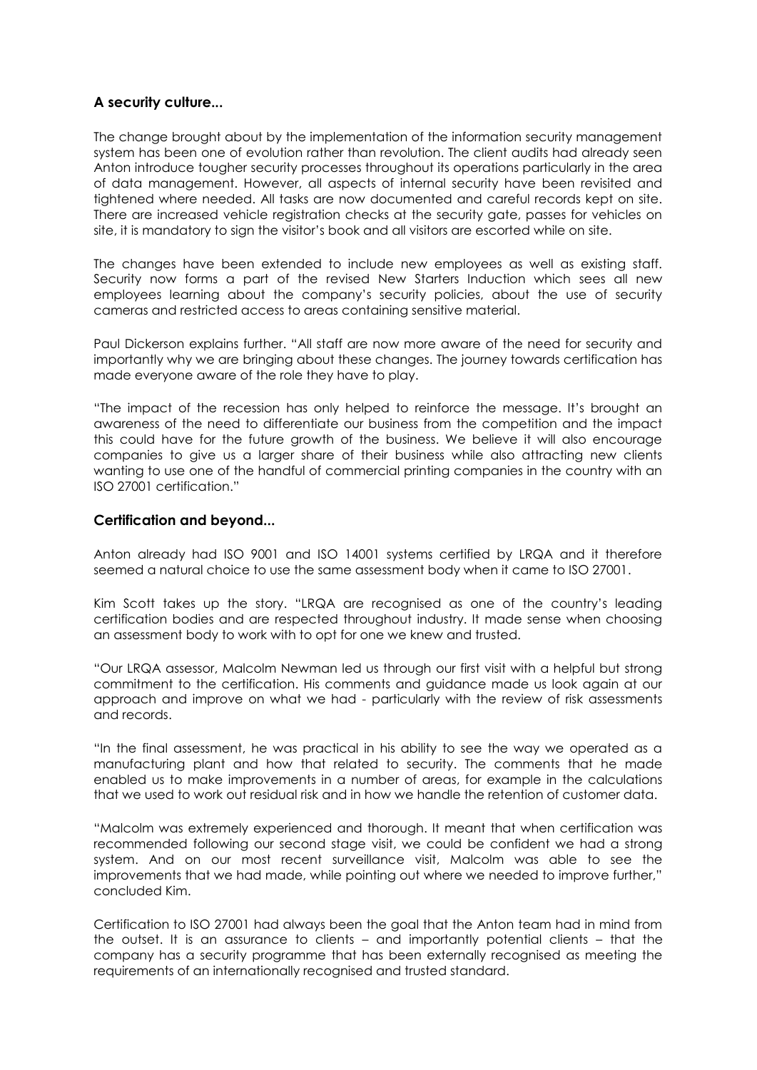### A security culture...

The change brought about by the implementation of the information security management system has been one of evolution rather than revolution. The client audits had already seen Anton introduce tougher security processes throughout its operations particularly in the area of data management. However, all aspects of internal security have been revisited and tightened where needed. All tasks are now documented and careful records kept on site. There are increased vehicle registration checks at the security gate, passes for vehicles on site, it is mandatory to sign the visitor's book and all visitors are escorted while on site.

The changes have been extended to include new employees as well as existing staff. Security now forms a part of the revised New Starters Induction which sees all new employees learning about the company's security policies, about the use of security cameras and restricted access to areas containing sensitive material.

Paul Dickerson explains further. "All staff are now more aware of the need for security and importantly why we are bringing about these changes. The journey towards certification has made everyone aware of the role they have to play.

"The impact of the recession has only helped to reinforce the message. It's brought an awareness of the need to differentiate our business from the competition and the impact this could have for the future growth of the business. We believe it will also encourage companies to give us a larger share of their business while also attracting new clients wanting to use one of the handful of commercial printing companies in the country with an ISO 27001 certification."

### Certification and beyond...

Anton already had ISO 9001 and ISO 14001 systems certified by LRQA and it therefore seemed a natural choice to use the same assessment body when it came to ISO 27001.

Kim Scott takes up the story. "LRQA are recognised as one of the country's leading certification bodies and are respected throughout industry. It made sense when choosing an assessment body to work with to opt for one we knew and trusted.

"Our LRQA assessor, Malcolm Newman led us through our first visit with a helpful but strong commitment to the certification. His comments and guidance made us look again at our approach and improve on what we had - particularly with the review of risk assessments and records.

"In the final assessment, he was practical in his ability to see the way we operated as a manufacturing plant and how that related to security. The comments that he made enabled us to make improvements in a number of areas, for example in the calculations that we used to work out residual risk and in how we handle the retention of customer data.

"Malcolm was extremely experienced and thorough. It meant that when certification was recommended following our second stage visit, we could be confident we had a strong system. And on our most recent surveillance visit, Malcolm was able to see the improvements that we had made, while pointing out where we needed to improve further," concluded Kim.

Certification to ISO 27001 had always been the goal that the Anton team had in mind from the outset. It is an assurance to clients – and importantly potential clients – that the company has a security programme that has been externally recognised as meeting the requirements of an internationally recognised and trusted standard.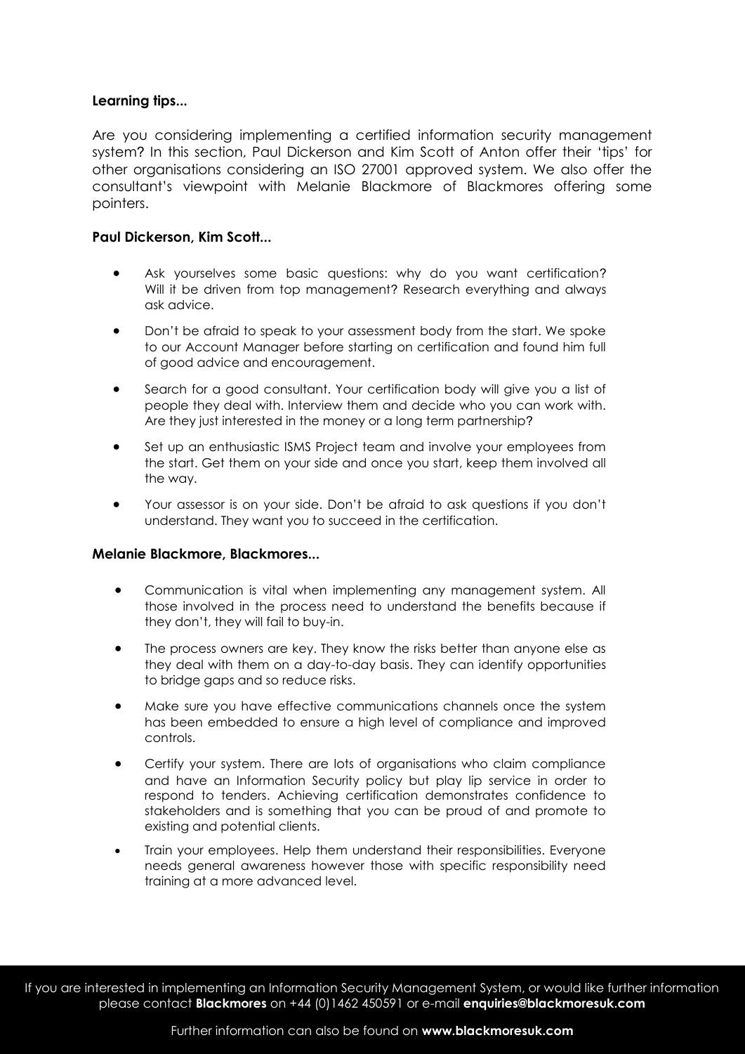**Learning tips...**

Are you considering implementing a certified information security management system? In this section, Paul Dickerson and Kim Scott of Anton offer their 'tips' for other organisations considering an ISO 27001 approved system. We also offer the consultant's viewpoint with Melanie Blackmore of Blackmores offering some pointers.

**Paul Dickerson, Kim Scott...**

- Ask yourselves some basic questions: why do you want certification? Will it be driven from top management? Research everything and always ask advice.
- Don't be afraid to speak to your assessment body from the start. We spoke to our Account Manager before starting on certification and found him full of good advice and encouragement.
- Search for a good consultant. Your certification body will give you a list of people they deal with. Interview them and decide who you can work with. Are they just interested in the money or a long term partnership?
- Set up an enthusiastic ISMS Project team and involve your employees from the start. Get them on your side and once you start, keep them involved all the way.
- Your assessor is on your side. Don't be afraid to ask questions if you don't understand. They want you to succeed in the certification.

**Melanie Blackmore, Blackmores...**

- Communication is vital when implementing any management system. All those involved in the process need to understand the benefits because if they don't, they will fail to buy-in.
- The process owners are key. They know the risks better than anyone else as they deal with them on a day-to-day basis. They can identify opportunities to bridge gaps and so reduce risks.
- Make sure you have effective communications channels once the system has been embedded to ensure a high level of compliance and improved controls.
- Certify your system. There are lots of organisations who claim compliance and have an Information Security policy but play lip service in order to respond to tenders. Achieving certification demonstrates confidence to stakeholders and is something that you can be proud of and promote to existing and potential clients.
- Train your employees. Help them understand their responsibilities. Everyone needs general awareness however those with specific responsibility need training at a more advanced level.

If you are interested in implementing an Information Security Management System, or would like further information please contact **Blackmores** on +44 (0)1462 450591 or e-mail **enquiries@blackmoresuk.com**

Further information can also be found on **www.blackmoresuk.com**